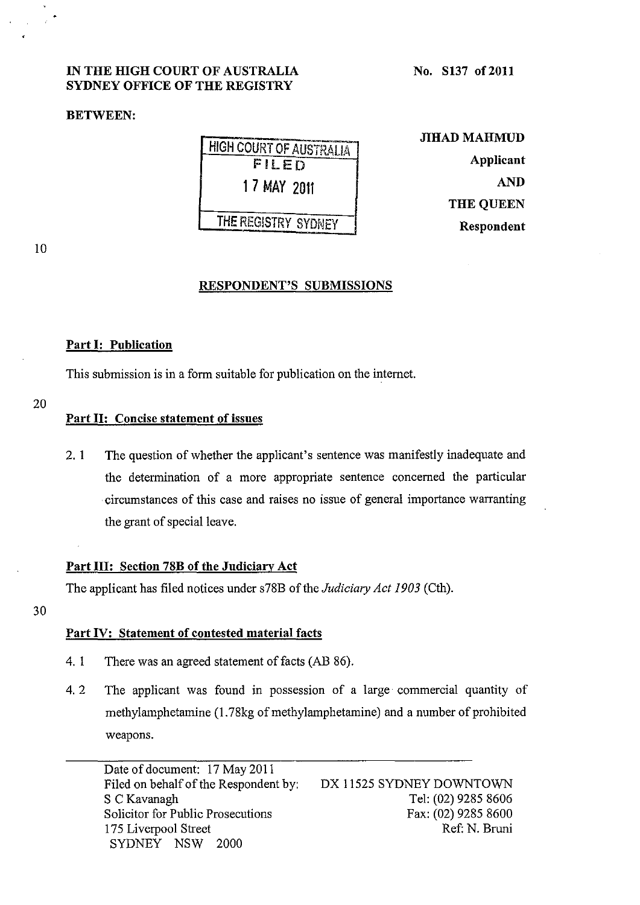**IN THE HIGH COURT OF AUSTRALIA**
**SYDNEY OFFICE OF THE REGISTRY**

**No. S137 of 2011**

**BETWEEN:**

HIGH COURT OF AUSTRALIA
FILED
17 MAY 2011
THE REGISTRY SYDNEY

**JIHAD MAHMUD**
**Applicant**
**AND**
**THE QUEEN**
**Respondent**

## RESPONDENT'S SUBMISSIONS

### Part I: Publication

This submission is in a form suitable for publication on the internet.

### Part II: Concise statement of issues

2.1 The question of whether the applicant's sentence was manifestly inadequate and the determination of a more appropriate sentence concerned the particular circumstances of this case and raises no issue of general importance warranting the grant of special leave.

### Part III: Section 78B of the Judiciary Act

The applicant has filed notices under s78B of the *Judiciary Act 1903* (Cth).

### Part IV: Statement of contested material facts

4.1 There was an agreed statement of facts (AB 86).

4.2 The applicant was found in possession of a large commercial quantity of methylamphetamine (1.78kg of methylamphetamine) and a number of prohibited weapons.

---

Date of document: 17 May 2011
Filed on behalf of the Respondent by:
S C Kavanagh
Solicitor for Public Prosecutions
175 Liverpool Street
SYDNEY NSW 2000

DX 11525 SYDNEY DOWNTOWN
Tel: (02) 9285 8606
Fax: (02) 9285 8600
Ref: N. Bruni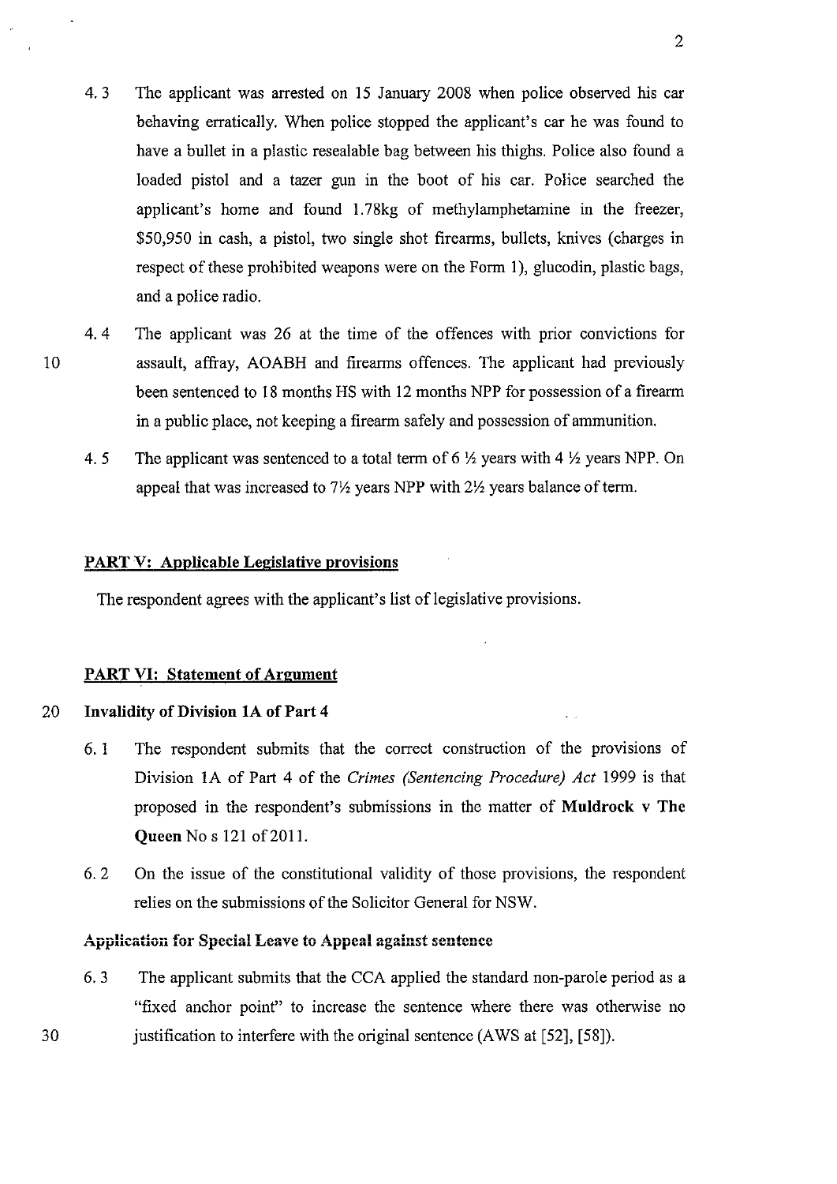4.3 The applicant was arrested on 15 January 2008 when police observed his car behaving erratically. When police stopped the applicant's car he was found to have a bullet in a plastic resealable bag between his thighs. Police also found a loaded pistol and a tazer gun in the boot of his car. Police searched the applicant's home and found 1.78kg of methylamphetamine in the freezer, $50,950 in cash, a pistol, two single shot firearms, bullets, knives (charges in respect of these prohibited weapons were on the Form 1), glucodin, plastic bags, and a police radio.

4.4 The applicant was 26 at the time of the offences with prior convictions for assault, affray, AOABH and firearms offences. The applicant had previously been sentenced to 18 months HS with 12 months NPP for possession of a firearm in a public place, not keeping a firearm safely and possession of ammunition.

4.5 The applicant was sentenced to a total term of 6 ½ years with 4 ½ years NPP. On appeal that was increased to 7½ years NPP with 2½ years balance of term.

**PART V: Applicable Legislative provisions**

The respondent agrees with the applicant's list of legislative provisions.

**PART VI: Statement of Argument**

**Invalidity of Division 1A of Part 4**

6.1 The respondent submits that the correct construction of the provisions of Division 1A of Part 4 of the *Crimes (Sentencing Procedure) Act* 1999 is that proposed in the respondent's submissions in the matter of **Muldrock v The Queen** No s 121 of 2011.

6.2 On the issue of the constitutional validity of those provisions, the respondent relies on the submissions of the Solicitor General for NSW.

**Application for Special Leave to Appeal against sentence**

6.3 The applicant submits that the CCA applied the standard non-parole period as a "fixed anchor point" to increase the sentence where there was otherwise no justification to interfere with the original sentence (AWS at [52], [58]).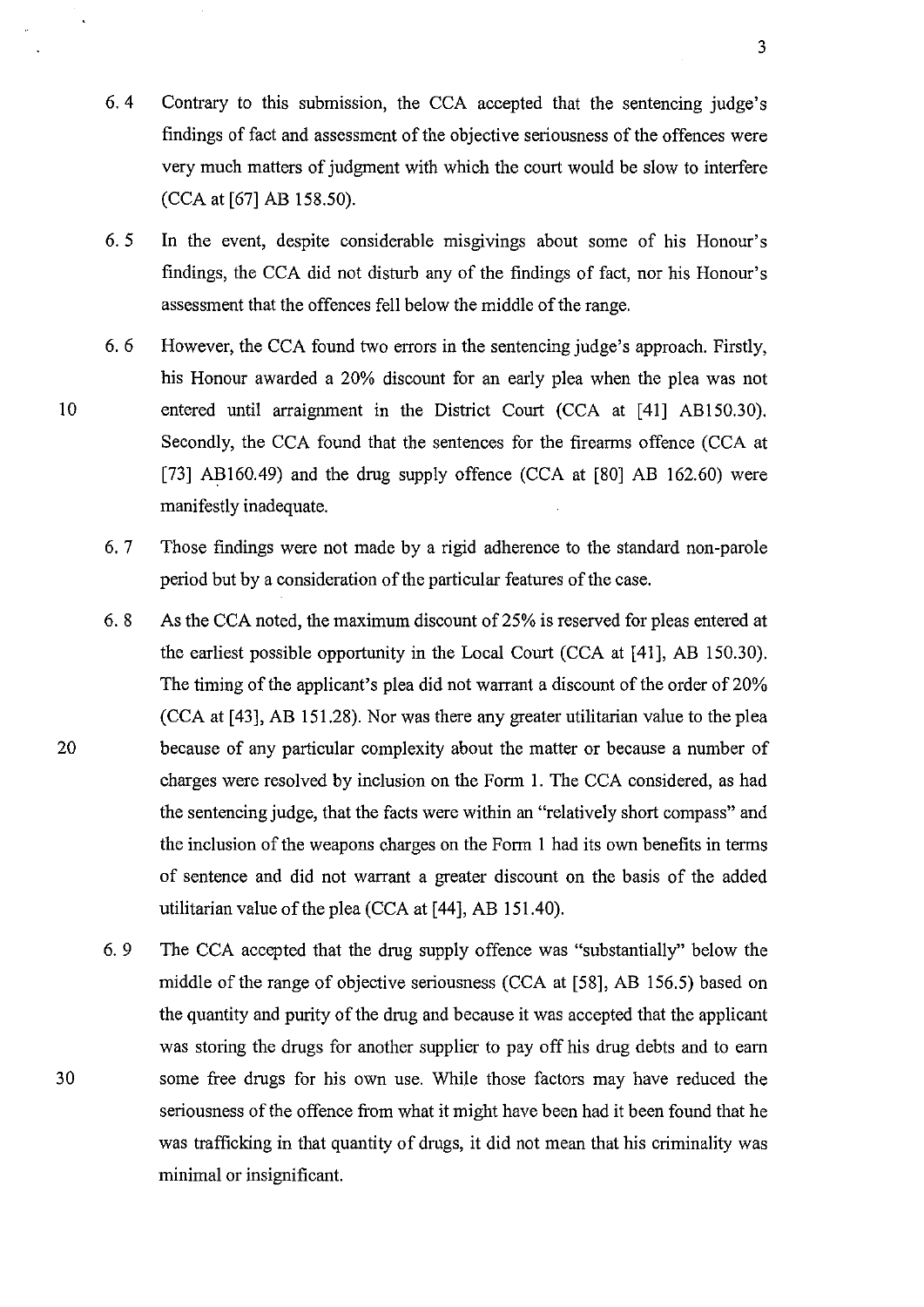6.4 Contrary to this submission, the CCA accepted that the sentencing judge's findings of fact and assessment of the objective seriousness of the offences were very much matters of judgment with which the court would be slow to interfere (CCA at [67] AB 158.50).

6.5 In the event, despite considerable misgivings about some of his Honour's findings, the CCA did not disturb any of the findings of fact, nor his Honour's assessment that the offences fell below the middle of the range.

6.6 However, the CCA found two errors in the sentencing judge's approach. Firstly, his Honour awarded a 20% discount for an early plea when the plea was not entered until arraignment in the District Court (CCA at [41] AB150.30). Secondly, the CCA found that the sentences for the firearms offence (CCA at [73] AB160.49) and the drug supply offence (CCA at [80] AB 162.60) were manifestly inadequate.

6.7 Those findings were not made by a rigid adherence to the standard non-parole period but by a consideration of the particular features of the case.

6.8 As the CCA noted, the maximum discount of 25% is reserved for pleas entered at the earliest possible opportunity in the Local Court (CCA at [41], AB 150.30). The timing of the applicant's plea did not warrant a discount of the order of 20% (CCA at [43], AB 151.28). Nor was there any greater utilitarian value to the plea because of any particular complexity about the matter or because a number of charges were resolved by inclusion on the Form 1. The CCA considered, as had the sentencing judge, that the facts were within an "relatively short compass" and the inclusion of the weapons charges on the Form 1 had its own benefits in terms of sentence and did not warrant a greater discount on the basis of the added utilitarian value of the plea (CCA at [44], AB 151.40).

6.9 The CCA accepted that the drug supply offence was "substantially" below the middle of the range of objective seriousness (CCA at [58], AB 156.5) based on the quantity and purity of the drug and because it was accepted that the applicant was storing the drugs for another supplier to pay off his drug debts and to earn some free drugs for his own use. While those factors may have reduced the seriousness of the offence from what it might have been had it been found that he was trafficking in that quantity of drugs, it did not mean that his criminality was minimal or insignificant.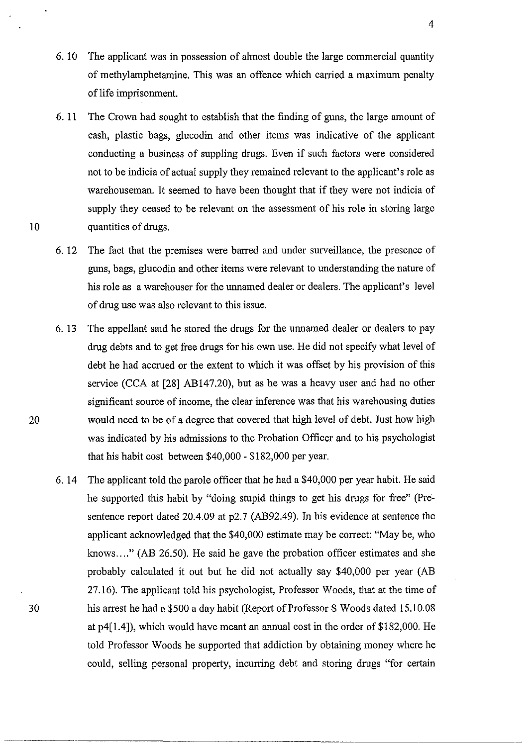6.10 The applicant was in possession of almost double the large commercial quantity of methylamphetamine. This was an offence which carried a maximum penalty of life imprisonment.

6.11 The Crown had sought to establish that the finding of guns, the large amount of cash, plastic bags, glucodin and other items was indicative of the applicant conducting a business of suppling drugs. Even if such factors were considered not to be indicia of actual supply they remained relevant to the applicant's role as warehouseman. It seemed to have been thought that if they were not indicia of supply they ceased to be relevant on the assessment of his role in storing large quantities of drugs.

6.12 The fact that the premises were barred and under surveillance, the presence of guns, bags, glucodin and other items were relevant to understanding the nature of his role as a warehouser for the unnamed dealer or dealers. The applicant's level of drug use was also relevant to this issue.

6.13 The appellant said he stored the drugs for the unnamed dealer or dealers to pay drug debts and to get free drugs for his own use. He did not specify what level of debt he had accrued or the extent to which it was offset by his provision of this service (CCA at [28] AB147.20), but as he was a heavy user and had no other significant source of income, the clear inference was that his warehousing duties would need to be of a degree that covered that high level of debt. Just how high was indicated by his admissions to the Probation Officer and to his psychologist that his habit cost between $40,000 - $182,000 per year.

6.14 The applicant told the parole officer that he had a $40,000 per year habit. He said he supported this habit by "doing stupid things to get his drugs for free" (Pre-sentence report dated 20.4.09 at p2.7 (AB92.49). In his evidence at sentence the applicant acknowledged that the $40,000 estimate may be correct: "May be, who knows…." (AB 26.50). He said he gave the probation officer estimates and she probably calculated it out but he did not actually say $40,000 per year (AB 27.16). The applicant told his psychologist, Professor Woods, that at the time of his arrest he had a $500 a day habit (Report of Professor S Woods dated 15.10.08 at p4[1.4]), which would have meant an annual cost in the order of $182,000. He told Professor Woods he supported that addiction by obtaining money where he could, selling personal property, incurring debt and storing drugs "for certain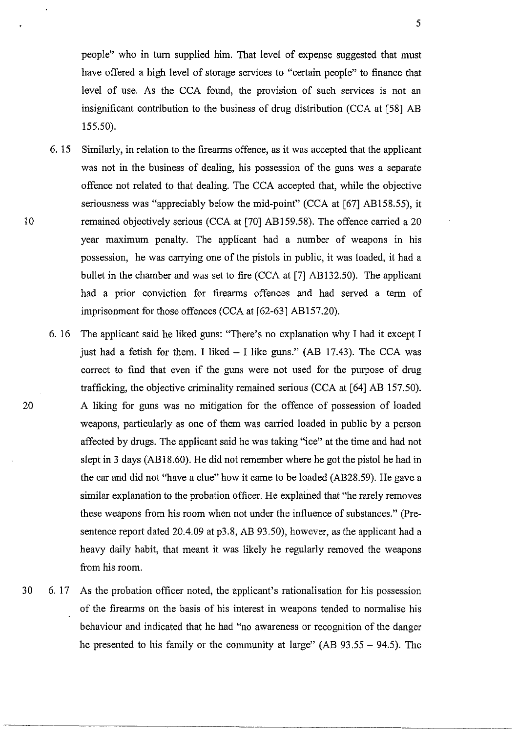people" who in turn supplied him. That level of expense suggested that must have offered a high level of storage services to "certain people" to finance that level of use. As the CCA found, the provision of such services is not an insignificant contribution to the business of drug distribution (CCA at [58] AB 155.50).

6.15 Similarly, in relation to the firearms offence, as it was accepted that the applicant was not in the business of dealing, his possession of the guns was a separate offence not related to that dealing. The CCA accepted that, while the objective seriousness was "appreciably below the mid-point" (CCA at [67] AB158.55), it remained objectively serious (CCA at [70] AB159.58). The offence carried a 20 year maximum penalty. The applicant had a number of weapons in his possession, he was carrying one of the pistols in public, it was loaded, it had a bullet in the chamber and was set to fire (CCA at [7] AB132.50). The applicant had a prior conviction for firearms offences and had served a term of imprisonment for those offences (CCA at [62-63] AB157.20).

6.16 The applicant said he liked guns: "There's no explanation why I had it except I just had a fetish for them. I liked – I like guns." (AB 17.43). The CCA was correct to find that even if the guns were not used for the purpose of drug trafficking, the objective criminality remained serious (CCA at [64] AB 157.50). A liking for guns was no mitigation for the offence of possession of loaded weapons, particularly as one of them was carried loaded in public by a person affected by drugs. The applicant said he was taking "ice" at the time and had not slept in 3 days (AB18.60). He did not remember where he got the pistol he had in the car and did not "have a clue" how it came to be loaded (AB28.59). He gave a similar explanation to the probation officer. He explained that "he rarely removes these weapons from his room when not under the influence of substances." (Pre-sentence report dated 20.4.09 at p3.8, AB 93.50), however, as the applicant had a heavy daily habit, that meant it was likely he regularly removed the weapons from his room.

6.17 As the probation officer noted, the applicant's rationalisation for his possession of the firearms on the basis of his interest in weapons tended to normalise his behaviour and indicated that he had "no awareness or recognition of the danger he presented to his family or the community at large" (AB 93.55 – 94.5). The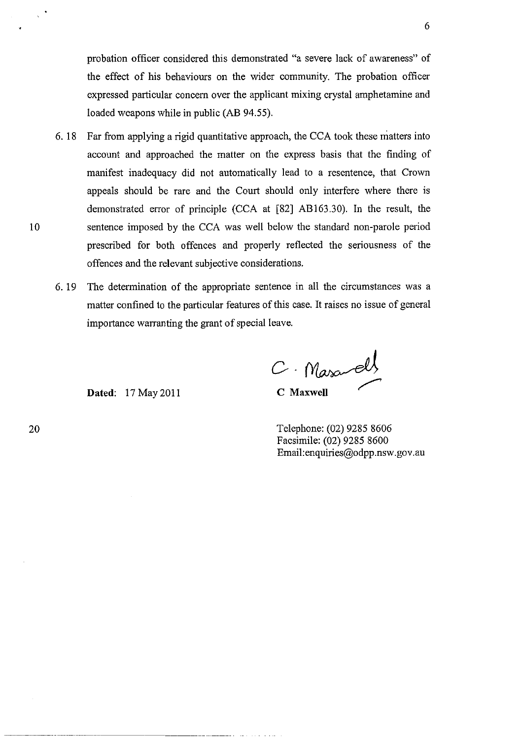probation officer considered this demonstrated "a severe lack of awareness" of the effect of his behaviours on the wider community. The probation officer expressed particular concern over the applicant mixing crystal amphetamine and loaded weapons while in public (AB 94.55).

6.18 Far from applying a rigid quantitative approach, the CCA took these matters into account and approached the matter on the express basis that the finding of manifest inadequacy did not automatically lead to a resentence, that Crown appeals should be rare and the Court should only interfere where there is demonstrated error of principle (CCA at [82] AB163.30). In the result, the sentence imposed by the CCA was well below the standard non-parole period prescribed for both offences and properly reflected the seriousness of the offences and the relevant subjective considerations.

6.19 The determination of the appropriate sentence in all the circumstances was a matter confined to the particular features of this case. It raises no issue of general importance warranting the grant of special leave.

**Dated:** 17 May 2011

**C Maxwell**

Telephone: (02) 9285 8606
Facsimile: (02) 9285 8600
Email:enquiries@odpp.nsw.gov.au